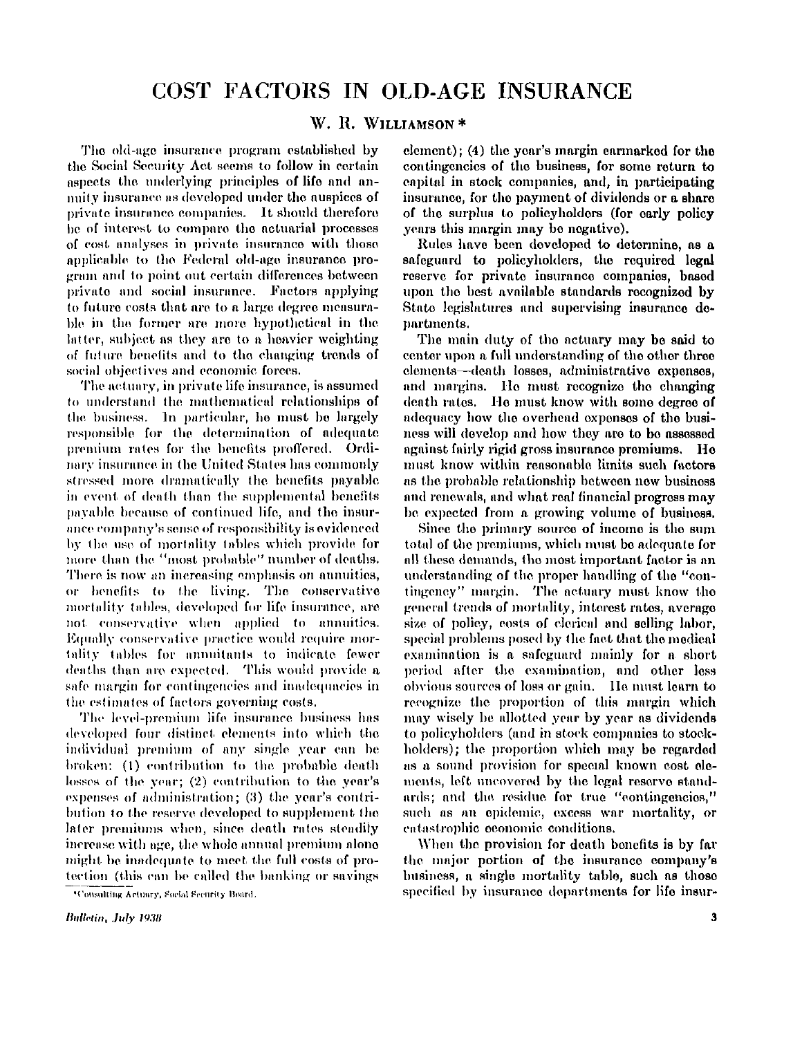# COST FACTORS IN OLD-AGE INSURANCE

## W. R. Williamson *

The old-age insurance program established by the Social Security Act seems to follow in certain aspects the underlying principles of life and annuity insurance as developed under the auspices of private insurance companies. It should therefore be of interest to compare the actuarial processes of cost analyses in private insurance with those applicable to the Federal old-age insurance program and to point out certain differences between private and social insurance. Factors applying to future costs that are to a large degree measurable in the former are more hypothetical in the latter, subject as they are to a heavier weighting of future benefits and to the changing trends of social objectives and economic forces.

The actuary, in private life insurance, is assumed to understand the mathematical relationships of the business. In particular, he must be largely responsible for the determination of adequate premium rates for the benefits proffered. Ordinary insurance in the United States has commonly stressed more dramatically the benefits payable in event of death than the supplemental benefits payable because of continued life, and the insurance company's sense of responsibility is evidenced by the use of mortality tables which provide for more than the "most probable" number of deaths. There is now an increasing emphasis on annuities, or benefits to the living. The conservative mortality tables, developed for life insurance, are not conservative when applied to annuities. Equally conservative practice would require mortality tables for annuitants to indicate fewer deaths than are expected. This would provide a safe margin for contingencies and inadequacies in the estimates of factors governing costs.

The level-premium life insurance business has developed four distinct elements into which the individual premium of any single year can be broken: (1) contribution to the probable death losses of the year; (2) contribution to the year's expenses of administration; (3) the year's contribution to the reserve developed to supplement the later premiums when, since death rates steadily increase with age, the whole annual premium alone might be inadequate to meet the full costs of protection (this can be called the banking or savings element); (4) the year's margin earmarked for the contingencies of the business, for some return to capital in stock companies, and, in participating insurance, for the payment of dividends or a share of the surplus to policyholders (for early policy years this margin may be negative).

Rules have been developed to determine, as a safeguard to policyholders, the required legal reserve for private insurance companies, based upon the best available standards recognized by State legislatures and supervising insurance departments.

The main duty of the actuary may be said to center upon a full understanding of the other three elements—death losses, administrative expenses, and margins. He must recognize the changing death rates. He must know with some degree of adequacy how the overhead expenses of the business will develop and how they are to be assessed against fairly rigid gross insurance premiums. He must know within reasonable limits such factors as the probable relationship between new business and renewals, and what real financial progress may be expected from a growing volume of business.

Since the primary source of income is the sum total of the premiums, which must be adequate for all these demands, the most important factor is an understanding of the proper handling of the "contingency" margin. The actuary must know the general trends of mortality, interest rates, average size of policy, costs of clerical and selling labor, special problems posed by the fact that the medical examination is a safeguard mainly for a short period after the examination, and other less obvious sources of loss or gain. He must learn to recognize the proportion of this margin which may wisely be allotted year by year as dividends to policyholders (and in stock companies to stockholders); the proportion which may be regarded as a sound provision for special known cost elements, left uncovered by the legal reserve standards; and the residue for true "contingencies," such as an epidemic, excess war mortality, or catastrophic economic conditions.

When the provision for death benefits is by far the major portion of the insurance company's business, a single mortality table, such as those specified by insurance departments for life insur-

*Consulting Actuary, Social Security Board.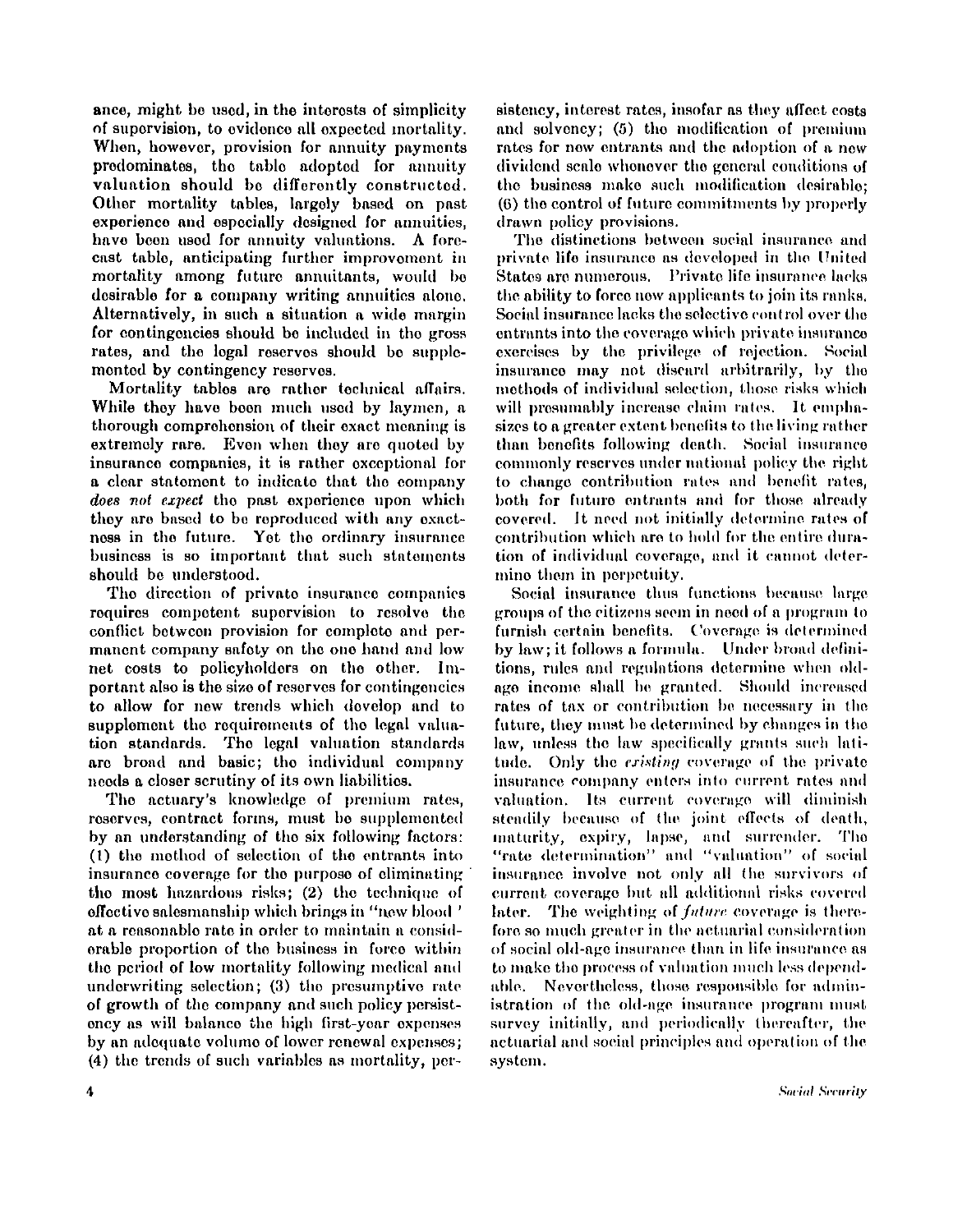ance, might be used, in the interests of simplicity of supervision, to evidence all expected mortality. When, however, provision for annuity payments predominates, the table adopted for annuity valuation should be differently constructed. Other mortality tables, largely based on past experience and especially designed for annuities, have been used for annuity valuations. A forecast table, anticipating further improvement in mortality among future annuitants, would be desirable for a company writing annuities alone. Alternatively, in such a situation a wide margin for contingencies should be included in the gross rates, and the legal reserves should be supplemented by contingency reserves.

Mortality tables are rather technical affairs. While they have been much used by laymen, a thorough comprehension of their exact meaning is extremely rare. Even when they are quoted by insurance companies, it is rather exceptional for a clear statement to indicate that the company *does not expect* the past experience upon which they are based to be reproduced with any exactness in the future. Yet the ordinary insurance business is so important that such statements should be understood.

The direction of private insurance companies requires competent supervision to resolve the conflict between provision for complete and permanent company safety on the one hand and low net costs to policyholders on the other. Important also is the size of reserves for contingencies to allow for new trends which develop and to supplement the requirements of the legal valuation standards. The legal valuation standards are broad and basic; the individual company needs a closer scrutiny of its own liabilities.

The actuary's knowledge of premium rates, reserves, contract forms, must be supplemented by an understanding of the six following factors: (1) the method of selection of the entrants into insurance coverage for the purpose of eliminating the most hazardous risks; (2) the technique of effective salesmanship which brings in "new blood" at a reasonable rate in order to maintain a considerable proportion of the business in force within the period of low mortality following medical and underwriting selection; (3) the presumptive rate of growth of the company and such policy persistency as will balance the high first-year expenses by an adequate volume of lower renewal expenses; (4) the trends of such variables as mortality, persistency, interest rates, insofar as they affect costs and solvency; (5) the modification of premium rates for new entrants and the adoption of a new dividend scale whenever the general conditions of the business make such modification desirable; (6) the control of future commitments by properly drawn policy provisions.

The distinctions between social insurance and private life insurance as developed in the United States are numerous. Private life insurance lacks the ability to force new applicants to join its ranks. Social insurance lacks the selective control over the entrants into the coverage which private insurance exercises by the privilege of rejection. Social insurance may not discard arbitrarily, by the methods of individual selection, those risks which will presumably increase claim rates. It emphasizes to a greater extent benefits to the living rather than benefits following death. Social insurance commonly reserves under national policy the right to change contribution rates and benefit rates, both for future entrants and for those already covered. It need not initially determine rates of contribution which are to hold for the entire duration of individual coverage, and it cannot determine them in perpetuity.

Social insurance thus functions because large groups of the citizens seem in need of a program to furnish certain benefits. Coverage is determined by law; it follows a formula. Under broad definitions, rules and regulations determine when old-age income shall be granted. Should increased rates of tax or contribution be necessary in the future, they must be determined by changes in the law, unless the law specifically grants such latitude. Only the *existing* coverage of the private insurance company enters into current rates and valuation. Its current coverage will diminish steadily because of the joint effects of death, maturity, expiry, lapse, and surrender. The "rate determination" and "valuation" of social insurance involve not only all the survivors of current coverage but all additional risks covered later. The weighting of *future* coverage is therefore so much greater in the actuarial consideration of social old-age insurance than in life insurance as to make the process of valuation much less dependable. Nevertheless, those responsible for administration of the old-age insurance program must survey initially, and periodically thereafter, the actuarial and social principles and operation of the system.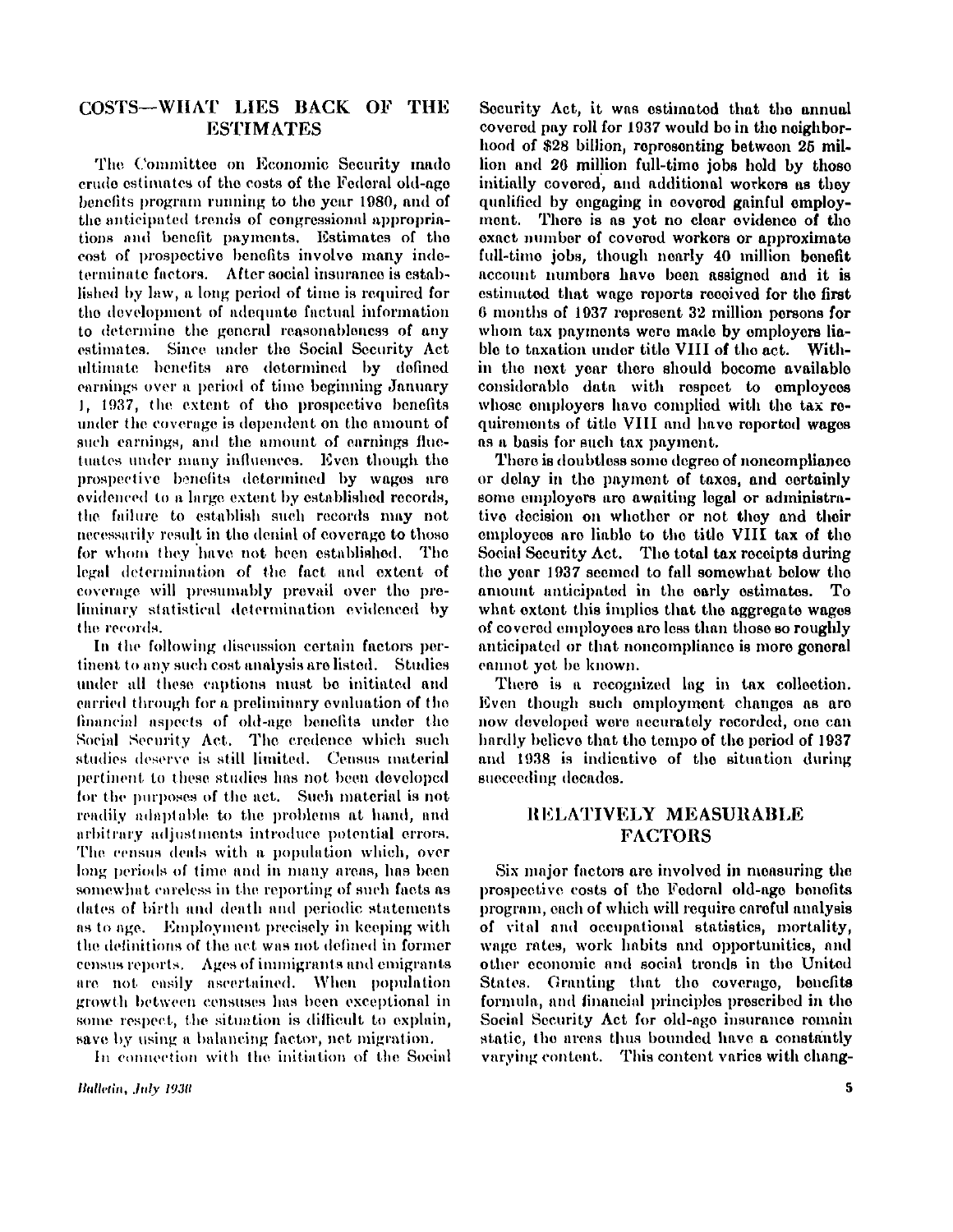## COSTS—WHAT LIES BACK OF THE ESTIMATES

The Committee on Economic Security made crude estimates of the costs of the Federal old-age benefits program running to the year 1980, and of the anticipated trends of congressional appropriations and benefit payments. Estimates of the cost of prospective benefits involve many indeterminate factors. After social insurance is established by law, a long period of time is required for the development of adequate factual information to determine the general reasonableness of any estimates. Since under the Social Security Act ultimate benefits are determined by defined earnings over a period of time beginning January 1, 1937, the extent of the prospective benefits under the coverage is dependent on the amount of such earnings, and the amount of earnings fluctuates under many influences. Even though the prospective benefits determined by wages are evidenced to a large extent by established records, the failure to establish such records may not necessarily result in the denial of coverage to those for whom they have not been established. The legal determination of the fact and extent of coverage will presumably prevail over the preliminary statistical determination evidenced by the records.

In the following discussion certain factors pertinent to any such cost analysis are listed. Studies under all these captions must be initiated and carried through for a preliminary evaluation of the financial aspects of old-age benefits under the Social Security Act. The credence which such studies deserve is still limited. Census material pertinent to these studies has not been developed for the purposes of the act. Such material is not readily adaptable to the problems at hand, and arbitrary adjustments introduce potential errors. The census deals with a population which, over long periods of time and in many areas, has been somewhat careless in the reporting of such facts as dates of birth and death and periodic statements as to age. Employment precisely in keeping with the definitions of the act was not defined in former census reports. Ages of immigrants and emigrants are not easily ascertained. When population growth between censuses has been exceptional in some respect, the situation is difficult to explain, save by using a balancing factor, net migration.

In connection with the initiation of the Social Security Act, it was estimated that the annual covered pay roll for 1937 would be in the neighborhood of $28 billion, representing between 25 million and 26 million full-time jobs held by those initially covered, and additional workers as they qualified by engaging in covered gainful employment. There is as yet no clear evidence of the exact number of covered workers or approximate full-time jobs, though nearly 40 million benefit account numbers have been assigned and it is estimated that wage reports received for the first 6 months of 1937 represent 32 million persons for whom tax payments were made by employers liable to taxation under title VIII of the act. Within the next year there should become available considerable data with respect to employees whose employers have complied with the tax requirements of title VIII and have reported wages as a basis for such tax payment.

There is doubtless some degree of noncompliance or delay in the payment of taxes, and certainly some employers are awaiting legal or administrative decision on whether or not they and their employees are liable to the title VIII tax of the Social Security Act. The total tax receipts during the year 1937 seemed to fall somewhat below the amount anticipated in the early estimates. To what extent this implies that the aggregate wages of covered employees are less than those so roughly anticipated or that noncompliance is more general cannot yet be known.

There is a recognized lag in tax collection. Even though such employment changes as are now developed were accurately recorded, one can hardly believe that the tempo of the period of 1937 and 1938 is indicative of the situation during succeeding decades.

## RELATIVELY MEASURABLE FACTORS

Six major factors are involved in measuring the prospective costs of the Federal old-age benefits program, each of which will require careful analysis of vital and occupational statistics, mortality, wage rates, work habits and opportunities, and other economic and social trends in the United States. Granting that the coverage, benefits formula, and financial principles prescribed in the Social Security Act for old-age insurance remain static, the areas thus bounded have a constantly varying content. This content varies with chang-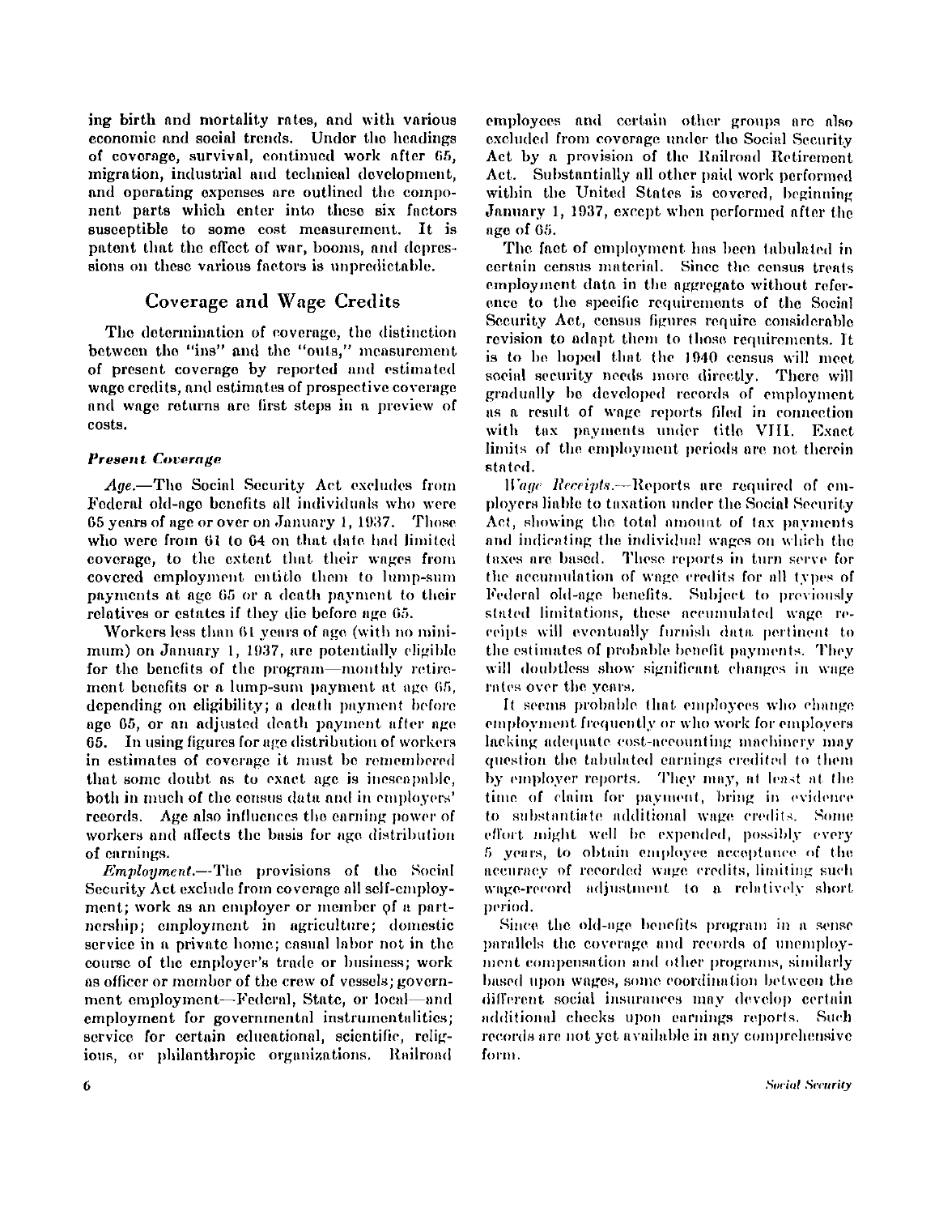ing birth and mortality rates, and with various economic and social trends. Under the headings of coverage, survival, continued work after 65, migration, industrial and technical development, and operating expenses are outlined the component parts which enter into these six factors susceptible to some cost measurement. It is patent that the effect of war, booms, and depressions on these various factors is unpredictable.

## Coverage and Wage Credits

The determination of coverage, the distinction between the "ins" and the "outs," measurement of present coverage by reported and estimated wage credits, and estimates of prospective coverage and wage returns are first steps in a preview of costs.

### *Present Coverage*

*Age.*—The Social Security Act excludes from Federal old-age benefits all individuals who were 65 years of age or over on January 1, 1937. Those who were from 61 to 64 on that date had limited coverage, to the extent that their wages from covered employment entitle them to lump-sum payments at age 65 or a death payment to their relatives or estates if they die before age 65.

Workers less than 61 years of age (with no minimum) on January 1, 1937, are potentially eligible for the benefits of the program—monthly retirement benefits or a lump-sum payment at age 65, depending on eligibility; a death payment before age 65, or an adjusted death payment after age 65. In using figures for age distribution of workers in estimates of coverage it must be remembered that some doubt as to exact age is inescapable, both in much of the census data and in employers' records. Age also influences the earning power of workers and affects the basis for age distribution of earnings.

*Employment.*—The provisions of the Social Security Act exclude from coverage all self-employment; work as an employer or member of a partnership; employment in agriculture; domestic service in a private home; casual labor not in the course of the employer's trade or business; work as officer or member of the crew of vessels; government employment—Federal, State, or local—and employment for governmental instrumentalities; service for certain educational, scientific, religious, or philanthropic organizations. Railroad employees and certain other groups are also excluded from coverage under the Social Security Act by a provision of the Railroad Retirement Act. Substantially all other paid work performed within the United States is covered, beginning January 1, 1937, except when performed after the age of 65.

The fact of employment has been tabulated in certain census material. Since the census treats employment data in the aggregate without reference to the specific requirements of the Social Security Act, census figures require considerable revision to adapt them to those requirements. It is to be hoped that the 1940 census will meet social security needs more directly. There will gradually be developed records of employment as a result of wage reports filed in connection with tax payments under title VIII. Exact limits of the employment periods are not therein stated.

*Wage Receipts.*—Reports are required of employers liable to taxation under the Social Security Act, showing the total amount of tax payments and indicating the individual wages on which the taxes are based. These reports in turn serve for the accumulation of wage credits for all types of Federal old-age benefits. Subject to previously stated limitations, these accumulated wage receipts will eventually furnish data pertinent to the estimates of probable benefit payments. They will doubtless show significant changes in wage rates over the years.

It seems probable that employees who change employment frequently or who work for employers lacking adequate cost-accounting machinery may question the tabulated earnings credited to them by employer reports. They may, at least at the time of claim for payment, bring in evidence to substantiate additional wage credits. Some effort might well be expended, possibly every 5 years, to obtain employee acceptance of the accuracy of recorded wage credits, limiting such wage-record adjustment to a relatively short period.

Since the old-age benefits program in a sense parallels the coverage and records of unemployment compensation and other programs, similarly based upon wages, some coordination between the different social insurances may develop certain additional checks upon earnings reports. Such records are not yet available in any comprehensive form.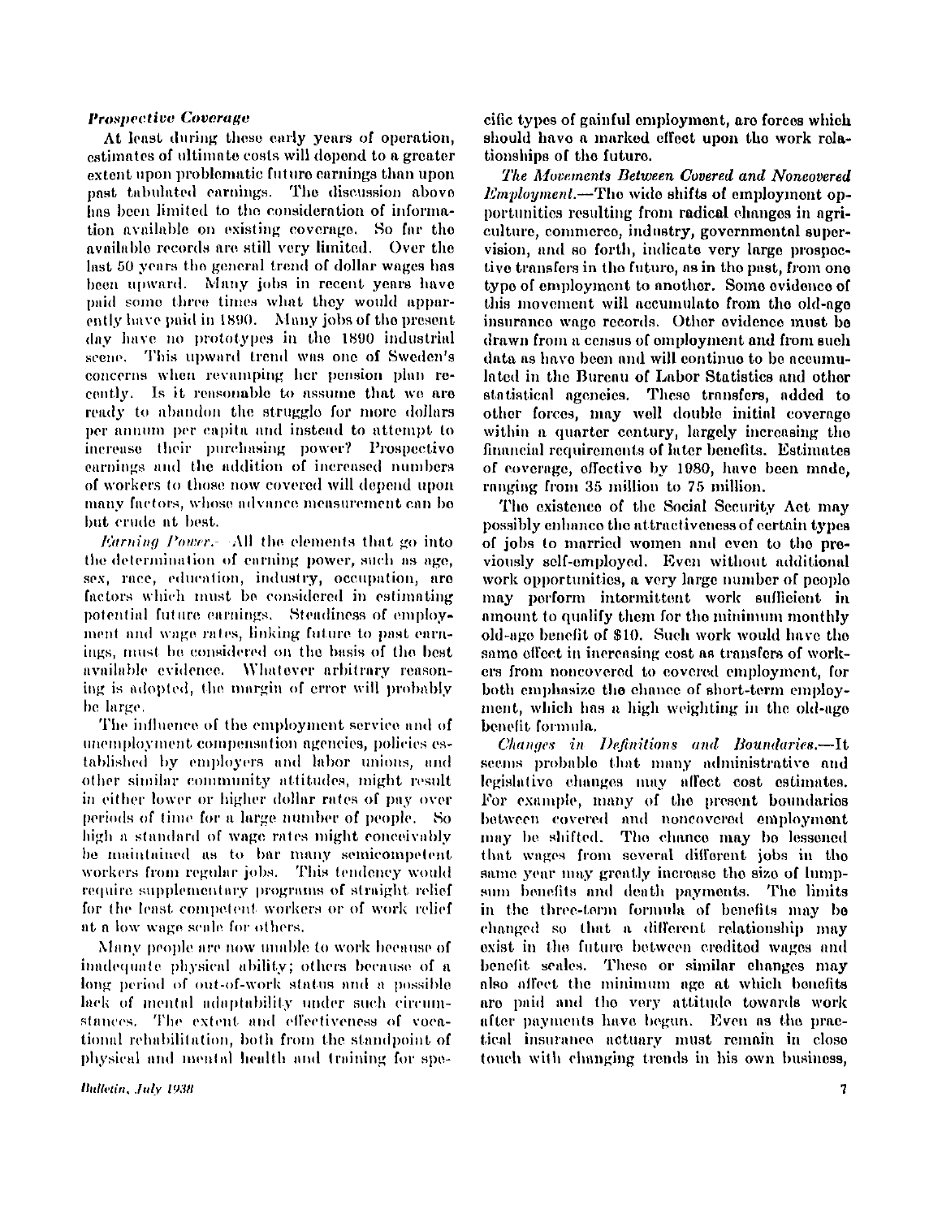### *Prospective Coverage*

At least during these early years of operation, estimates of ultimate costs will depend to a greater extent upon problematic future earnings than upon past tabulated earnings. The discussion above has been limited to the consideration of information available on existing coverage. So far the available records are still very limited. Over the last 50 years the general trend of dollar wages has been upward. Many jobs in recent years have paid some three times what they would apparently have paid in 1890. Many jobs of the present day have no prototypes in the 1890 industrial scene. This upward trend was one of Sweden's concerns when revamping her pension plan recently. Is it reasonable to assume that we are ready to abandon the struggle for more dollars per annum per capita and instead to attempt to increase their purchasing power? Prospective earnings and the addition of increased numbers of workers to those now covered will depend upon many factors, whose advance measurement can be but crude at best.

*Earning Power.*—All the elements that go into the determination of earning power, such as age, sex, race, education, industry, occupation, are factors which must be considered in estimating potential future earnings. Steadiness of employment and wage rates, linking future to past earnings, must be considered on the basis of the best available evidence. Whatever arbitrary reasoning is adopted, the margin of error will probably be large.

The influence of the employment service and of unemployment compensation agencies, policies established by employers and labor unions, and other similar community attitudes, might result in either lower or higher dollar rates of pay over periods of time for a large number of people. So high a standard of wage rates might conceivably be maintained as to bar many semicompetent workers from regular jobs. This tendency would require supplementary programs of straight relief for the least competent workers or of work relief at a low wage scale for others.

Many people are now unable to work because of inadequate physical ability; others because of a long period of out-of-work status and a possible lack of mental adaptability under such circumstances. The extent and effectiveness of vocational rehabilitation, both from the standpoint of physical and mental health and training for specific types of gainful employment, are forces which should have a marked effect upon the work relationships of the future.

*The Movements Between Covered and Noncovered Employment.*—The wide shifts of employment opportunities resulting from radical changes in agriculture, commerce, industry, governmental supervision, and so forth, indicate very large prospective transfers in the future, as in the past, from one type of employment to another. Some evidence of this movement will accumulate from the old-age insurance wage records. Other evidence must be drawn from a census of employment and from such data as have been and will continue to be accumulated in the Bureau of Labor Statistics and other statistical agencies. These transfers, added to other forces, may well double initial coverage within a quarter century, largely increasing the financial requirements of later benefits. Estimates of coverage, effective by 1980, have been made, ranging from 35 million to 75 million.

The existence of the Social Security Act may possibly enhance the attractiveness of certain types of jobs to married women and even to the previously self-employed. Even without additional work opportunities, a very large number of people may perform intermittent work sufficient in amount to qualify them for the minimum monthly old-age benefit of $10. Such work would have the same effect in increasing cost as transfers of workers from noncovered to covered employment, for both emphasize the chance of short-term employment, which has a high weighting in the old-age benefit formula.

*Changes in Definitions and Boundaries.*—It seems probable that many administrative and legislative changes may affect cost estimates. For example, many of the present boundaries between covered and noncovered employment may be shifted. The chance may be lessened that wages from several different jobs in the same year may greatly increase the size of lump-sum benefits and death payments. The limits in the three-term formula of benefits may be changed so that a different relationship may exist in the future between credited wages and benefit scales. These or similar changes may also affect the minimum age at which benefits are paid and the very attitude towards work after payments have begun. Even as the practical insurance actuary must remain in close touch with changing trends in his own business,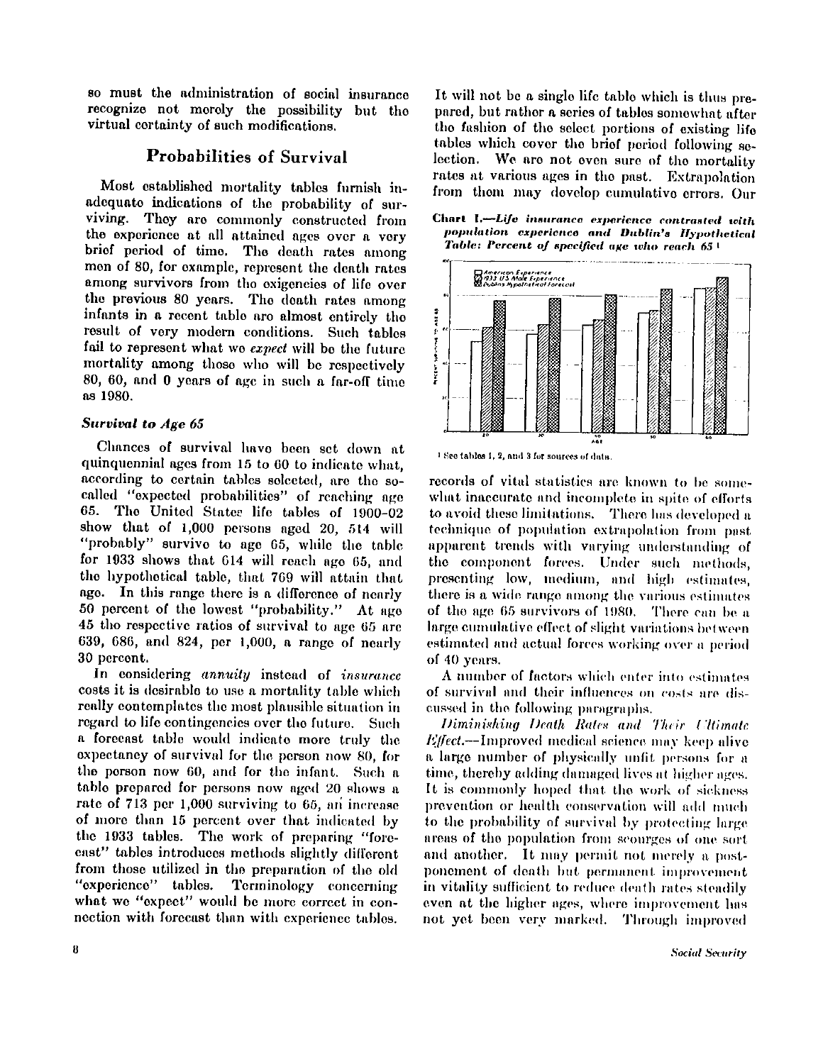so must the administration of social insurance recognize not merely the possibility but the virtual certainty of such modifications.

## Probabilities of Survival

Most established mortality tables furnish inadequate indications of the probability of surviving. They are commonly constructed from the experience at all attained ages over a very brief period of time. The death rates among men of 80, for example, represent the death rates among survivors from the exigencies of life over the previous 80 years. The death rates among infants in a recent table are almost entirely the result of very modern conditions. Such tables fail to represent what we *expect* will be the future mortality among those who will be respectively 80, 60, and 0 years of age in such a far-off time as 1980.

### *Survival to Age 65*

Chances of survival have been set down at quinquennial ages from 15 to 60 to indicate what, according to certain tables selected, are the so-called "expected probabilities" of reaching age 65. The United States life tables of 1900–02 show that of 1,000 persons aged 20, 514 will "probably" survive to age 65, while the table for 1933 shows that 614 will reach age 65, and the hypothetical table, that 769 will attain that age. In this range there is a difference of nearly 50 percent of the lowest "probability." At age 45 the respective ratios of survival to age 65 are 639, 686, and 824, per 1,000, a range of nearly 30 percent.

In considering *annuity* instead of *insurance* costs it is desirable to use a mortality table which really contemplates the most plausible situation in regard to life contingencies over the future. Such a forecast table would indicate more truly the expectancy of survival for the person now 80, for the person now 60, and for the infant. Such a table prepared for persons now aged 20 shows a rate of 713 per 1,000 surviving to 65, an increase of more than 15 percent over that indicated by the 1933 tables. The work of preparing "forecast" tables introduces methods slightly different from those utilized in the preparation of the old "experience" tables. Terminology concerning what we "expect" would be more correct in connection with forecast than with experience tables.

It will not be a single life table which is thus prepared, but rather a series of tables somewhat after the fashion of the select portions of existing life tables which cover the brief period following selection. We are not even sure of the mortality rates at various ages in the past. Extrapolation from them may develop cumulative errors. Our

**Chart I.—*Life insurance experience contrasted with population experience and Dublin's Hypothetical Table: Percent of specified age who reach 65*** [1]

[1] See tables 1, 2, and 3 for sources of data.

records of vital statistics are known to be somewhat inaccurate and incomplete in spite of efforts to avoid these limitations. There has developed a technique of population extrapolation from past apparent trends with varying understanding of the component forces. Under such methods, presenting low, medium, and high estimates, there is a wide range among the various estimates of the age 65 survivors of 1980. There can be a large cumulative effect of slight variations between estimated and actual forces working over a period of 40 years.

A number of factors which enter into estimates of survival and their influences on costs are discussed in the following paragraphs.

*Diminishing Death Rates and Their Ultimate Effect.*—Improved medical science may keep alive a large number of physically unfit persons for a time, thereby adding damaged lives at higher ages. It is commonly hoped that the work of sickness prevention or health conservation will add much to the probability of survival by protecting large areas of the population from scourges of one sort and another. It may permit not merely a postponement of death but permanent improvement in vitality sufficient to reduce death rates steadily even at the higher ages, where improvement has not yet been very marked. Through improved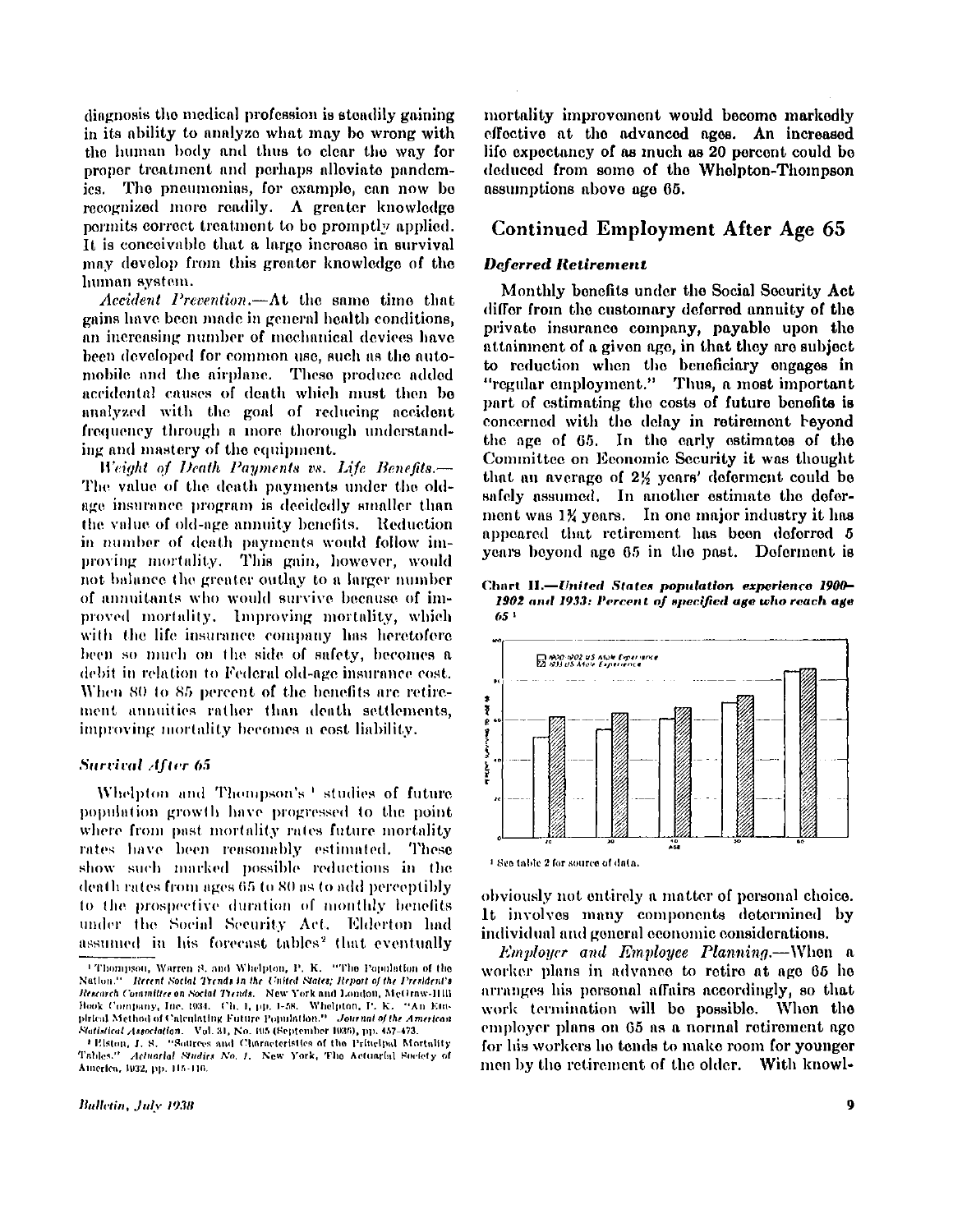diagnosis the medical profession is steadily gaining in its ability to analyze what may be wrong with the human body and thus to clear the way for proper treatment and perhaps alleviate pandemics. The pneumonias, for example, can now be recognized more readily. A greater knowledge permits correct treatment to be promptly applied. It is conceivable that a large increase in survival may develop from this greater knowledge of the human system.

*Accident Prevention.*—At the same time that gains have been made in general health conditions, an increasing number of mechanical devices have been developed for common use, such as the automobile and the airplane. These produce added accidental causes of death which must then be analyzed with the goal of reducing accident frequency through a more thorough understanding and mastery of the equipment.

*Weight of Death Payments vs. Life Benefits.*—The value of the death payments under the old-age insurance program is decidedly smaller than the value of old-age annuity benefits. Reduction in number of death payments would follow improving mortality. This gain, however, would not balance the greater outlay to a larger number of annuitants who would survive because of improved mortality. Improving mortality, which with the life insurance company has heretofore been so much on the side of safety, becomes a debit in relation to Federal old-age insurance cost. When 80 to 85 percent of the benefits are retirement annuities rather than death settlements, improving mortality becomes a cost liability.

### *Survival After 65*

Whelpton and Thompson's[1] studies of future population growth have progressed to the point where from past mortality rates future mortality rates have been reasonably estimated. These show such marked possible reductions in the death rates from ages 65 to 80 as to add perceptibly to the prospective duration of monthly benefits under the Social Security Act. Elderton had assumed in his forecast tables[2] that eventually mortality improvement would become markedly effective at the advanced ages. An increased life expectancy of as much as 20 percent could be deduced from some of the Whelpton-Thompson assumptions above age 65.

[1] Thompson, Warren S. and Whelpton, P. K. "The Population of the Nation." *Recent Social Trends in the United States; Report of the President's Research Committee on Social Trends.* New York and London, McGraw-Hill Book Company, Inc. 1934. Ch. 1, pp. 1-58. Whelpton, P. K. "An Empirical Method of Calculating Future Population." *Journal of the American Statistical Association.* Vol. 31, No. 195 (September 1936), pp. 457-473.

[2] Elston, J. S. "Sources and Characteristics of the Principal Mortality Tables." *Actuarial Studies No. 1.* New York, The Actuarial Society of America, 1932, pp. 115-116.

## Continued Employment After Age 65

### *Deferred Retirement*

Monthly benefits under the Social Security Act differ from the customary deferred annuity of the private insurance company, payable upon the attainment of a given age, in that they are subject to reduction when the beneficiary engages in "regular employment." Thus, a most important part of estimating the costs of future benefits is concerned with the delay in retirement beyond the age of 65. In the early estimates of the Committee on Economic Security it was thought that an average of 2½ years' deferment could be safely assumed. In another estimate the deferment was 1¾ years. In one major industry it has appeared that retirement has been deferred 5 years beyond age 65 in the past. Deferment is

**Chart II.—*United States population experience 1900–1902 and 1933: Percent of specified age who reach age 65*** [1]

[1] See table 2 for source of data.

obviously not entirely a matter of personal choice. It involves many components determined by individual and general economic considerations.

*Employer and Employee Planning.*—When a worker plans in advance to retire at age 65 he arranges his personal affairs accordingly, so that work termination will be possible. When the employer plans on 65 as a normal retirement age for his workers he tends to make room for younger men by the retirement of the older. With knowl-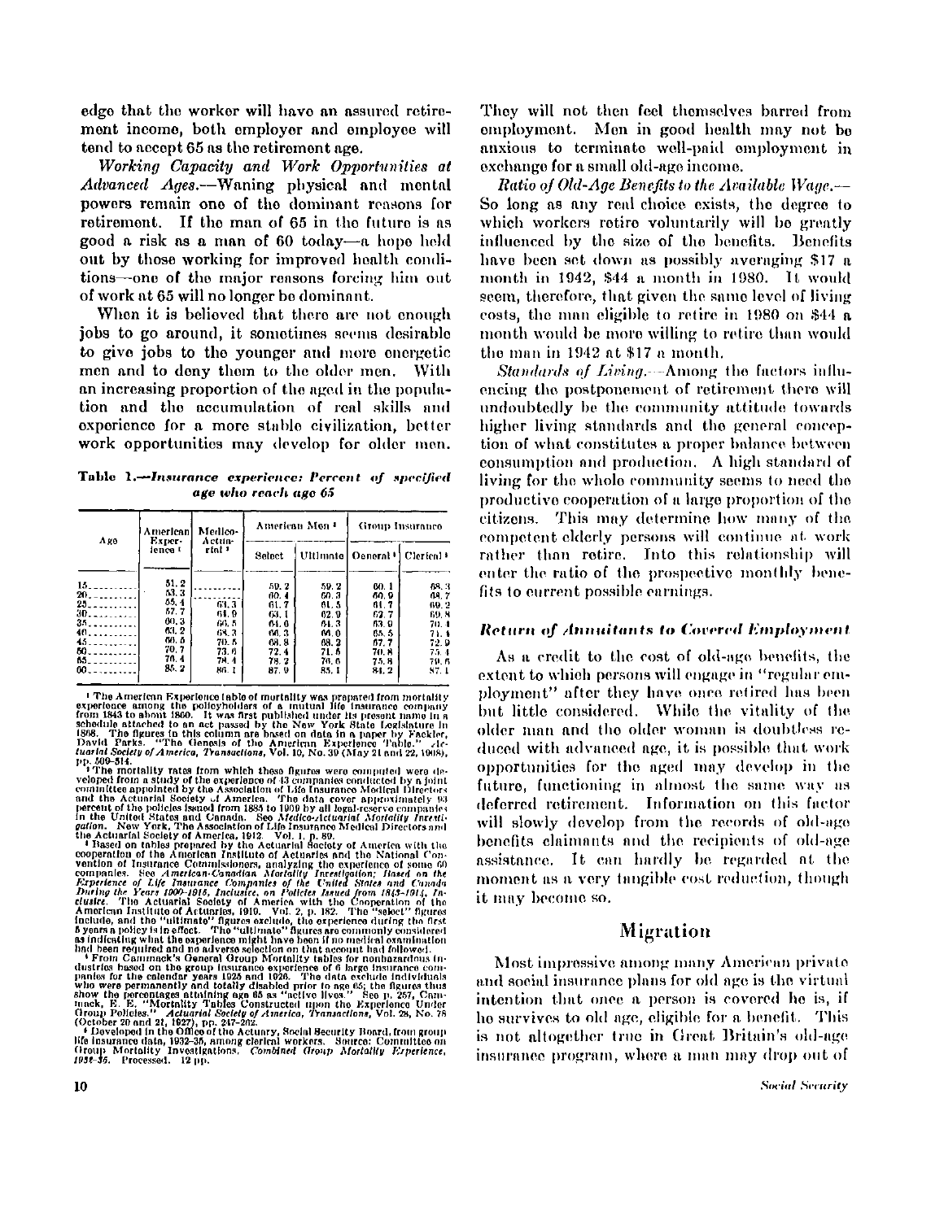edge that the worker will have an assured retirement income, both employer and employee will tend to accept 65 as the retirement age.

*Working Capacity and Work Opportunities at Advanced Ages.*—Waning physical and mental powers remain one of the dominant reasons for retirement. If the man of 65 in the future is as good a risk as a man of 60 today—a hope held out by those working for improved health conditions—one of the major reasons forcing him out of work at 65 will no longer be dominant.

When it is believed that there are not enough jobs to go around, it sometimes seems desirable to give jobs to the younger and more energetic men and to deny them to the older men. With an increasing proportion of the aged in the population and the accumulation of real skills and experience for a more stable civilization, better work opportunities may develop for older men.

**Table 1.—*Insurance experience: Percent of specified age who reach age 65***

| Age | American Experience [1] | Medico-Actuarial [2] | American Men [3] | | Group Insurance | |
|---|---|---|---|---|---|---|
| | | | Select | Ultimate | General [4] | Clerical [5] |
| 15 | 51.2 | | 59.2 | 59.2 | 60.1 | 68.3 |
| 20 | 53.3 | | 60.4 | 60.3 | 60.9 | 68.7 |
| 25 | 55.4 | 61.3 | 61.7 | 61.5 | 61.7 | 69.2 |
| 30 | 57.7 | 61.9 | 63.1 | 62.9 | 62.7 | 69.8 |
| 35 | 60.3 | 66.5 | 64.6 | 64.3 | 63.6 | 70.4 |
| 40 | 63.2 | 68.3 | 66.3 | 66.0 | 65.5 | 71.4 |
| 45 | 66.5 | 70.5 | 68.8 | 68.2 | 67.7 | 72.9 |
| 50 | 70.7 | 73.6 | 72.4 | 71.5 | 70.8 | 75.4 |
| 55 | 76.4 | 78.4 | 78.2 | 76.6 | 75.8 | 79.6 |
| 60 | 85.2 | 86.1 | 87.0 | 85.1 | 84.2 | 87.1 |

[1] The American Experience table of mortality was prepared from mortality experience among the policyholders of a mutual life insurance company from 1843 to about 1860. It was first published under its present name in a schedule attached to an act passed by the New York State Legislature in 1868. The figures in this column are based on data in a paper by Fackler, David Parks. "The Genesis of the American Experience Table." *Actuarial Society of America, Transactions*, Vol. 10, No. 39 (May 21 and 22, 1908), pp. 509–514.

[2] The mortality rates from which these figures were computed were developed from a study of the experience of 43 companies conducted by a joint committee appointed by the Association of Life Insurance Medical Directors and the Actuarial Society of America. The data cover approximately 93 percent of the policies issued from 1885 to 1909 by all legal-reserve companies in the United States and Canada. See *Medico-Actuarial Mortality Investigation.* New York, The Association of Life Insurance Medical Directors and the Actuarial Society of America, 1912. Vol. 1, p. 89.

[3] Based on tables prepared by the Actuarial Society of America with the cooperation of the American Institute of Actuaries and the National Convention of Insurance Commissioners, analyzing the experience of some 60 companies. See *American-Canadian Mortality Investigation; Based on the Experience of Life Insurance Companies of the United States and Canada During the Years 1900–1915, Inclusive, on Policies Issued from 1843–1914, Inclusive.* The Actuarial Society of America with the Cooperation of the American Institute of Actuaries, 1919. Vol. 2, p. 182. The "select" figures include, and the "ultimate" figures exclude, the experience during the first 5 years a policy is in effect. The "ultimate" figures are commonly considered as indicating what the experience might have been if no medical examination had been required and no adverse selection on that account had followed.

[4] From Cammack's General Group Mortality tables for nonhazardous industries based on the group insurance experience of 6 large insurance companies for the calendar years 1925 and 1926. The data exclude individuals who were permanently and totally disabled prior to age 65; the figures thus show the percentages attaining age 65 as "active lives." See p. 257, Cammack, E. E. "Mortality Tables Constructed upon the Experience Under Group Policies." *Actuarial Society of America, Transactions*, Vol. 28, No. 78 (October 20 and 21, 1927), pp. 247–262.

[5] Developed in the Office of the Actuary, Social Security Board, from group life insurance data, 1932–35, among clerical workers. Source: Committee on Group Mortality Investigations. *Combined Group Mortality Experience, 1932–35.* Processed. 12 pp.

They will not then feel themselves barred from employment. Men in good health may not be anxious to terminate well-paid employment in exchange for a small old-age income.

*Ratio of Old-Age Benefits to the Available Wage.*—So long as any real choice exists, the degree to which workers retire voluntarily will be greatly influenced by the size of the benefits. Benefits have been set down as possibly averaging $17 a month in 1942, $44 a month in 1980. It would seem, therefore, that given the same level of living costs, the man eligible to retire in 1980 on $44 a month would be more willing to retire than would the man in 1942 at $17 a month.

*Standards of Living.*—Among the factors influencing the postponement of retirement there will undoubtedly be the community attitude towards higher living standards and the general conception of what constitutes a proper balance between consumption and production. A high standard of living for the whole community seems to need the productive cooperation of a large proportion of the citizens. This may determine how many of the competent elderly persons will continue at work rather than retire. Into this relationship will enter the ratio of the prospective monthly benefits to current possible earnings.

### *Return of Annuitants to Covered Employment*

As a credit to the cost of old-age benefits, the extent to which persons will engage in "regular employment" after they have once retired has been but little considered. While the vitality of the older man and the older woman is doubtless reduced with advanced age, it is possible that work opportunities for the aged may develop in the future, functioning in almost the same way as deferred retirement. Information on this factor will slowly develop from the records of old-age benefits claimants and the recipients of old-age assistance. It can hardly be regarded at the moment as a very tangible cost reduction, though it may become so.

## Migration

Most impressive among many American private and social insurance plans for old age is the virtual intention that once a person is covered he is, if he survives to old age, eligible for a benefit. This is not altogether true in Great Britain's old-age insurance program, where a man may drop out of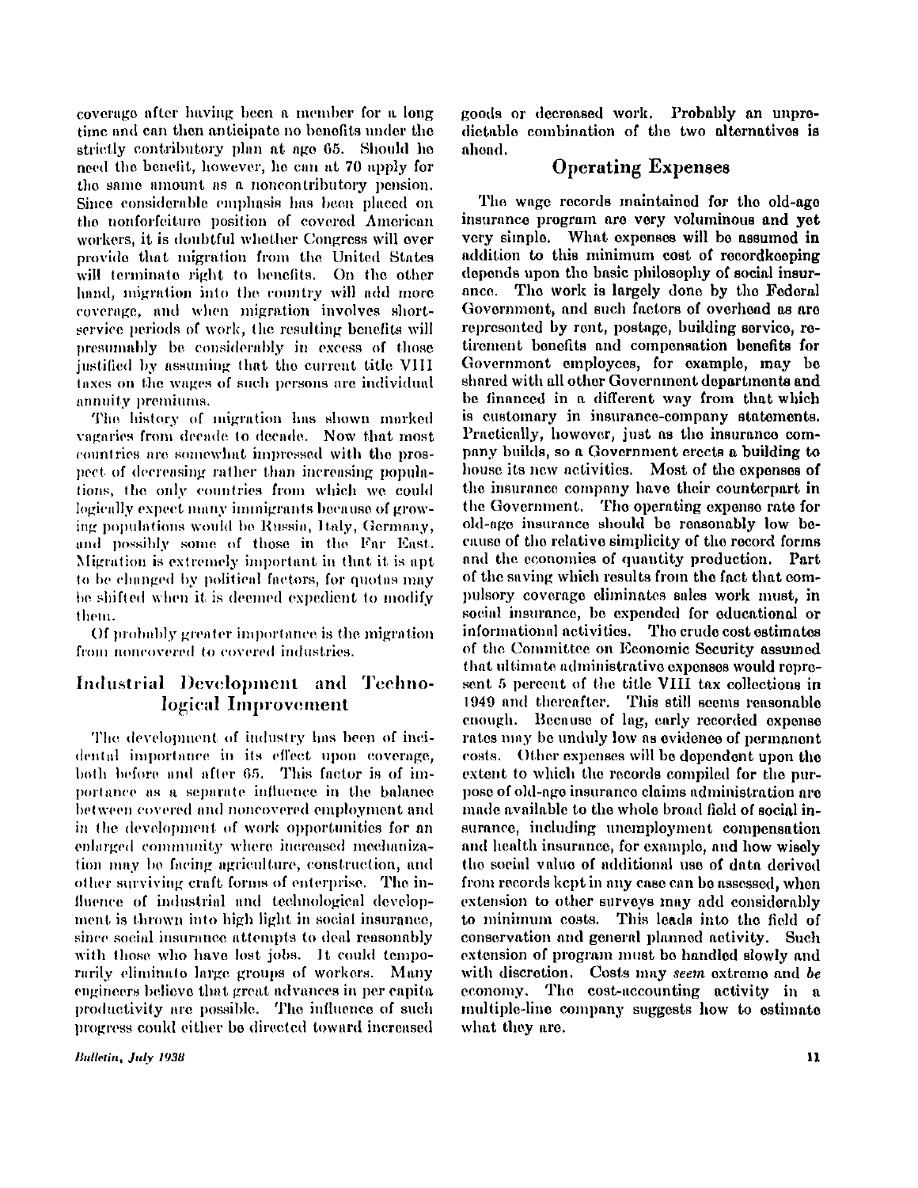coverage after having been a member for a long time and can then anticipate no benefits under the strictly contributory plan at age 65. Should he need the benefit, however, he can at 70 apply for the same amount as a noncontributory pension. Since considerable emphasis has been placed on the nonforfeiture position of covered American workers, it is doubtful whether Congress will ever provide that migration from the United States will terminate right to benefits. On the other hand, migration into the country will add more coverage, and when migration involves short-service periods of work, the resulting benefits will presumably be considerably in excess of those justified by assuming that the current title VIII taxes on the wages of such persons are individual annuity premiums.

The history of migration has shown marked vagaries from decade to decade. Now that most countries are somewhat impressed with the prospect of decreasing rather than increasing populations, the only countries from which we could logically expect many immigrants because of growing populations would be Russia, Italy, Germany, and possibly some of those in the Far East. Migration is extremely important in that it is apt to be changed by political factors, for quotas may be shifted when it is deemed expedient to modify them.

Of probably greater importance is the migration from noncovered to covered industries.

## Industrial Development and Technological Improvement

The development of industry has been of incidental importance in its effect upon coverage, both before and after 65. This factor is of importance as a separate influence in the balance between covered and noncovered employment and in the development of work opportunities for an enlarged community where increased mechanization may be facing agriculture, construction, and other surviving craft forms of enterprise. The influence of industrial and technological development is thrown into high light in social insurance, since social insurance attempts to deal reasonably with those who have lost jobs. It could temporarily eliminate large groups of workers. Many engineers believe that great advances in per capita productivity are possible. The influence of such progress could either be directed toward increased goods or decreased work. Probably an unpredictable combination of the two alternatives is ahead.

## Operating Expenses

The wage records maintained for the old-age insurance program are very voluminous and yet very simple. What expenses will be assumed in addition to this minimum cost of recordkeeping depends upon the basic philosophy of social insurance. The work is largely done by the Federal Government, and such factors of overhead as are represented by rent, postage, building service, retirement benefits and compensation benefits for Government employees, for example, may be shared with all other Government departments and be financed in a different way from that which is customary in insurance-company statements. Practically, however, just as the insurance company builds, so a Government erects a building to house its new activities. Most of the expenses of the insurance company have their counterpart in the Government. The operating expense rate for old-age insurance should be reasonably low because of the relative simplicity of the record forms and the economies of quantity production. Part of the saving which results from the fact that compulsory coverage eliminates sales work must, in social insurance, be expended for educational or informational activities. The crude cost estimates of the Committee on Economic Security assumed that ultimate administrative expenses would represent 5 percent of the title VIII tax collections in 1949 and thereafter. This still seems reasonable enough. Because of lag, early recorded expense rates may be unduly low as evidence of permanent costs. Other expenses will be dependent upon the extent to which the records compiled for the purpose of old-age insurance claims administration are made available to the whole broad field of social insurance, including unemployment compensation and health insurance, for example, and how wisely the social value of additional use of data derived from records kept in any case can be assessed, when extension to other surveys may add considerably to minimum costs. This leads into the field of conservation and general planned activity. Such extension of program must be handled slowly and with discretion. Costs may *seem* extreme and *be* economy. The cost-accounting activity in a multiple-line company suggests how to estimate what they are.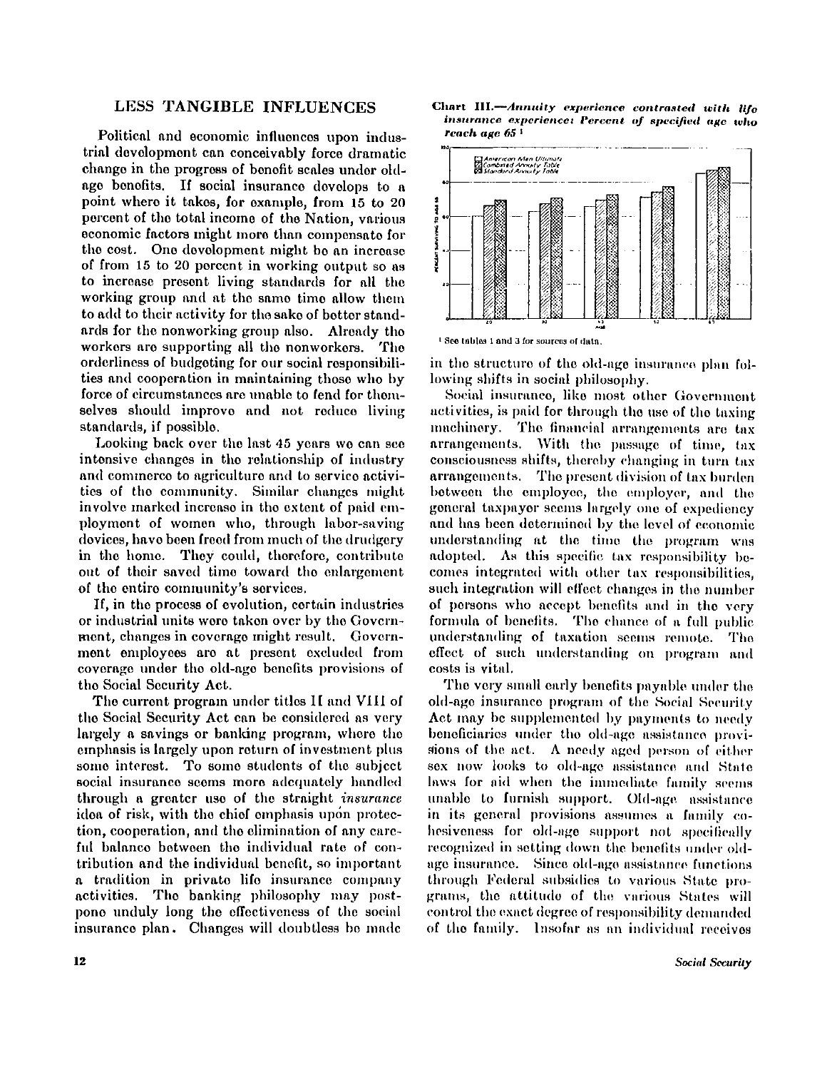## LESS TANGIBLE INFLUENCES

Political and economic influences upon industrial development can conceivably force dramatic change in the progress of benefit scales under old-age benefits. If social insurance develops to a point where it takes, for example, from 15 to 20 percent of the total income of the Nation, various economic factors might more than compensate for the cost. One development might be an increase of from 15 to 20 percent in working output so as to increase present living standards for all the working group and at the same time allow them to add to their activity for the sake of better standards for the nonworking group also. Already the workers are supporting all the nonworkers. The orderliness of budgeting for our social responsibilities and cooperation in maintaining those who by force of circumstances are unable to fend for themselves should improve and not reduce living standards, if possible.

Looking back over the last 45 years we can see intensive changes in the relationship of industry and commerce to agriculture and to service activities of the community. Similar changes might involve marked increase in the extent of paid employment of women who, through labor-saving devices, have been freed from much of the drudgery in the home. They could, therefore, contribute out of their saved time toward the enlargement of the entire community's services.

If, in the process of evolution, certain industries or industrial units were taken over by the Government, changes in coverage might result. Government employees are at present excluded from coverage under the old-age benefits provisions of the Social Security Act.

The current program under titles II and VIII of the Social Security Act can be considered as very largely a savings or banking program, where the emphasis is largely upon return of investment plus some interest. To some students of the subject social insurance seems more adequately handled through a greater use of the straight *insurance* idea of risk, with the chief emphasis upon protection, cooperation, and the elimination of any careful balance between the individual rate of contribution and the individual benefit, so important a tradition in private life insurance company activities. The banking philosophy may postpone unduly long the effectiveness of the social insurance plan. Changes will doubtless be made in the structure of the old-age insurance plan following shifts in social philosophy.

**Chart III.—*Annuity experience contrasted with life insurance experience: Percent of specified age who reach age 65*** [1]

[1] See tables 1 and 3 for sources of data.

Social insurance, like most other Government activities, is paid for through the use of the taxing machinery. The financial arrangements are tax arrangements. With the passage of time, tax consciousness shifts, thereby changing in turn tax arrangements. The present division of tax burden between the employee, the employer, and the general taxpayer seems largely one of expediency and has been determined by the level of economic understanding at the time the program was adopted. As this specific tax responsibility becomes integrated with other tax responsibilities, such integration will effect changes in the number of persons who accept benefits and in the very formula of benefits. The chance of a full public understanding of taxation seems remote. The effect of such understanding on program and costs is vital.

The very small early benefits payable under the old-age insurance program of the Social Security Act may be supplemented by payments to needy beneficiaries under the old-age assistance provisions of the act. A needy aged person of either sex now looks to old-age assistance and State laws for aid when the immediate family seems unable to furnish support. Old-age assistance in its general provisions assumes a family cohesiveness for old-age support not specifically recognized in setting down the benefits under old-age insurance. Since old-age assistance functions through Federal subsidies to various State programs, the attitude of the various States will control the exact degree of responsibility demanded of the family. Insofar as an individual receives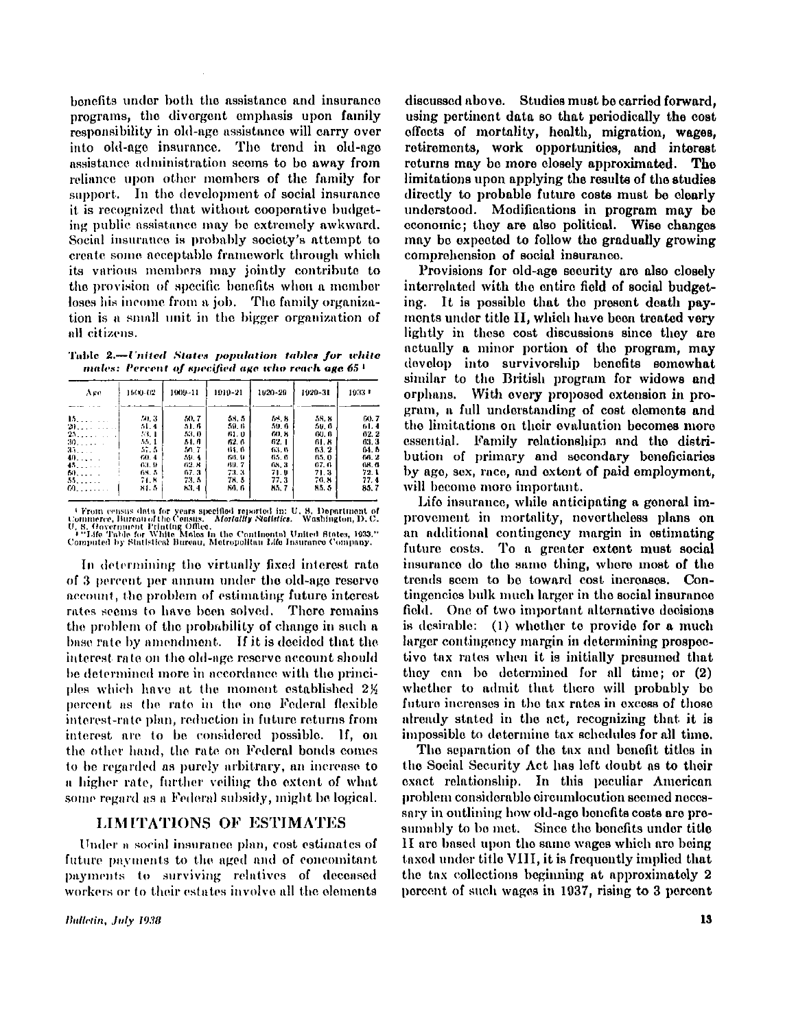benefits under both the assistance and insurance programs, the divergent emphasis upon family responsibility in old-age assistance will carry over into old-age insurance. The trend in old-age assistance administration seems to be away from reliance upon other members of the family for support. In the development of social insurance it is recognized that without cooperative budgeting public assistance may be extremely awkward. Social insurance is probably society's attempt to create some acceptable framework through which its various members may jointly contribute to the provision of specific benefits when a member loses his income from a job. The family organization is a small unit in the bigger organization of all citizens.

**Table 2.**—*United States population tables for white males: Percent of specified age who reach age 65* [1]

| Age | 1900-02 | 1909-11 | 1919-21 | 1920-29 | 1929-31 | 1933 [2] |
|---|---|---|---|---|---|---|
| 15 | 50.3 | 50.7 | 58.5 | 58.8 | 58.8 | 60.7 |
| 20 | 51.4 | 51.6 | 59.6 | 59.6 | 59.6 | 61.4 |
| 25 | 53.1 | 53.0 | 61.0 | 60.8 | 60.0 | 62.2 |
| 30 | 55.1 | 54.8 | 62.6 | 62.1 | 61.8 | 63.3 |
| 35 | 57.5 | 56.7 | 64.6 | 63.6 | 63.2 | 64.5 |
| 40 | 60.4 | 59.4 | 66.9 | 65.6 | 65.0 | 66.2 |
| 45 | 63.9 | 62.8 | 69.7 | 68.3 | 67.6 | 68.6 |
| 50 | 68.5 | 67.3 | 73.3 | 71.9 | 71.3 | 72.1 |
| 55 | 74.8 | 73.5 | 78.5 | 77.3 | 76.8 | 77.4 |
| 60 | 84.5 | 83.4 | 86.6 | 85.7 | 85.5 | 85.7 |

[1] From census data for years specified reported in: U. S. Department of Commerce, Bureau of the Census. *Mortality Statistics*. Washington, D. C. U. S. Government Printing Office.

[2] "Life Table for White Males in the Continental United States, 1933." Computed by Statistical Bureau, Metropolitan Life Insurance Company.

In determining the virtually fixed interest rate of 3 percent per annum under the old-age reserve account, the problem of estimating future interest rates seems to have been solved. There remains the problem of the probability of change in such a base rate by amendment. If it is decided that the interest rate on the old-age reserve account should be determined more in accordance with the principles which have at the moment established 2½ percent as the rate in the one Federal flexible interest-rate plan, reduction in future returns from interest are to be considered possible. If, on the other hand, the rate on Federal bonds comes to be regarded as purely arbitrary, an increase to a higher rate, further veiling the extent of what some regard as a Federal subsidy, might be logical.

## LIMITATIONS OF ESTIMATES

Under a social insurance plan, cost estimates of future payments to the aged and of concomitant payments to surviving relatives of deceased workers or to their estates involve all the elements discussed above. Studies must be carried forward, using pertinent data so that periodically the cost effects of mortality, health, migration, wages, retirements, work opportunities, and interest returns may be more closely approximated. The limitations upon applying the results of the studies directly to probable future costs must be clearly understood. Modifications in program may be economic; they are also political. Wise changes may be expected to follow the gradually growing comprehension of social insurance.

Provisions for old-age security are also closely interrelated with the entire field of social budgeting. It is possible that the present death payments under title II, which have been treated very lightly in these cost discussions since they are actually a minor portion of the program, may develop into survivorship benefits somewhat similar to the British program for widows and orphans. With every proposed extension in program, a full understanding of cost elements and the limitations on their evaluation becomes more essential. Family relationships and the distribution of primary and secondary beneficiaries by age, sex, race, and extent of paid employment, will become more important.

Life insurance, while anticipating a general improvement in mortality, nevertheless plans on an additional contingency margin in estimating future costs. To a greater extent must social insurance do the same thing, where most of the trends seem to be toward cost increases. Contingencies bulk much larger in the social insurance field. One of two important alternative decisions is desirable: (1) whether to provide for a much larger contingency margin in determining prospective tax rates when it is initially presumed that they can be determined for all time; or (2) whether to admit that there will probably be future increases in the tax rates in excess of those already stated in the act, recognizing that it is impossible to determine tax schedules for all time.

The separation of the tax and benefit titles in the Social Security Act has left doubt as to their exact relationship. In this peculiar American problem considerable circumlocution seemed necessary in outlining how old-age benefits costs are presumably to be met. Since the benefits under title II are based upon the same wages which are being taxed under title VIII, it is frequently implied that the tax collections beginning at approximately 2 percent of such wages in 1937, rising to 3 percent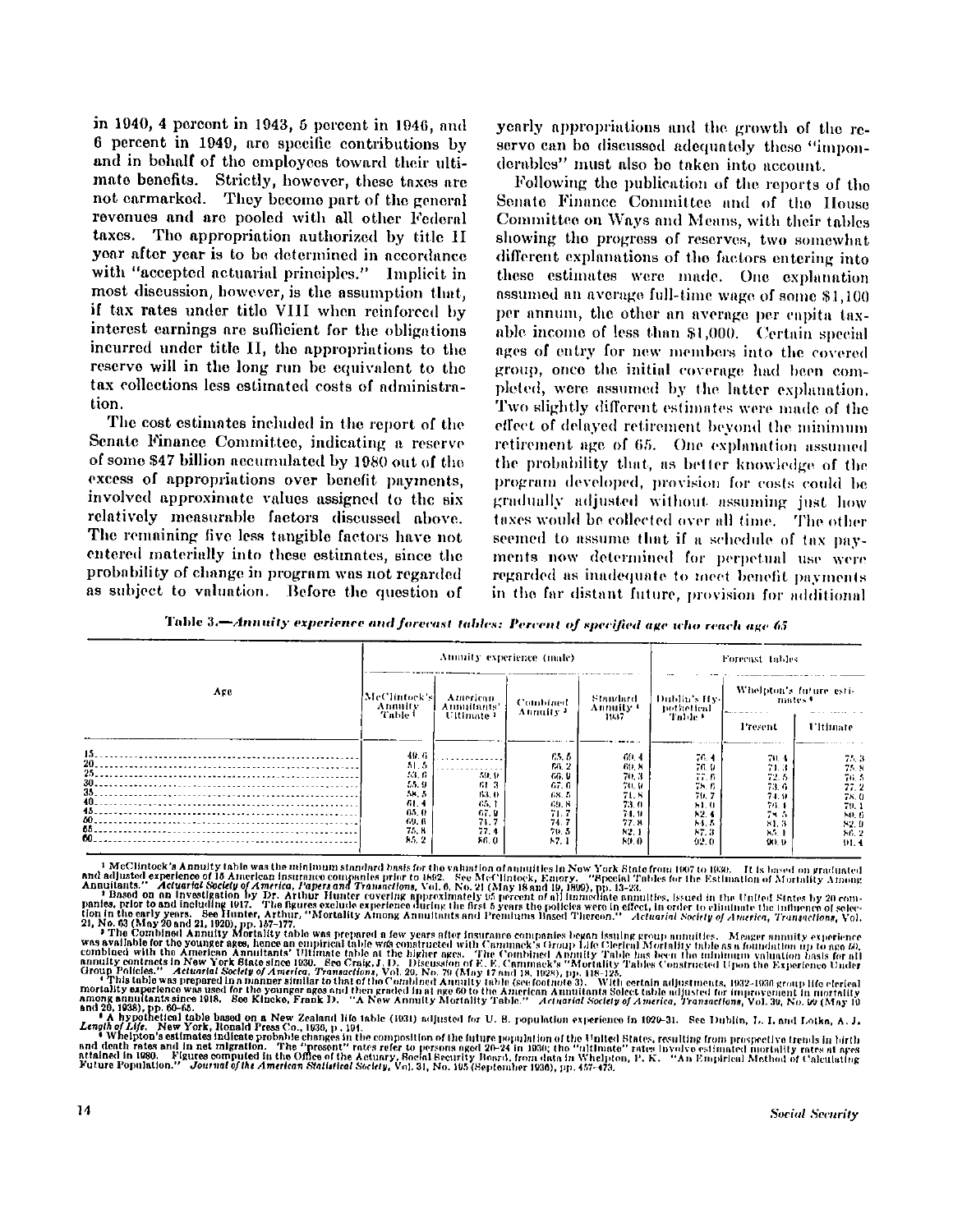in 1940, 4 percent in 1943, 5 percent in 1946, and 6 percent in 1949, are specific contributions by and in behalf of the employees toward their ultimate benefits. Strictly, however, these taxes are not earmarked. They become part of the general revenues and are pooled with all other Federal taxes. The appropriation authorized by title II year after year is to be determined in accordance with "accepted actuarial principles." Implicit in most discussion, however, is the assumption that, if tax rates under title VIII when reinforced by interest earnings are sufficient for the obligations incurred under title II, the appropriations to the reserve will in the long run be equivalent to the tax collections less estimated costs of administration.

The cost estimates included in the report of the Senate Finance Committee, indicating a reserve of some $47 billion accumulated by 1980 out of the excess of appropriations over benefit payments, involved approximate values assigned to the six relatively measurable factors discussed above. The remaining five less tangible factors have not entered materially into these estimates, since the probability of change in program was not regarded as subject to valuation. Before the question of yearly appropriations and the growth of the reserve can be discussed adequately these "imponderables" must also be taken into account.

Following the publication of the reports of the Senate Finance Committee and of the House Committee on Ways and Means, with their tables showing the progress of reserves, two somewhat different explanations of the factors entering into these estimates were made. One explanation assumed an average full-time wage of some $1,100 per annum, the other an average per capita taxable income of less than $1,000. Certain special ages of entry for new members into the covered group, once the initial coverage had been completed, were assumed by the latter explanation. Two slightly different estimates were made of the effect of delayed retirement beyond the minimum retirement age of 65. One explanation assumed the probability that, as better knowledge of the program developed, provision for costs could be gradually adjusted without assuming just how taxes would be collected over all time. The other seemed to assume that if a schedule of tax payments now determined for perpetual use were regarded as inadequate to meet benefit payments in the far distant future, provision for additional

**Table 3.—*Annuity experience and forecast tables: Percent of specified age who reach age 65***

| Age | Annuity experience (male) | | | | Forecast tables | | |
|---|---|---|---|---|---|---|---|
| | McClintock's Annuity Table [1] | American Annuitants' Ultimate [2] | Combined Annuity [3] | Standard Annuity [4] 1937 | Dublin's Hypothetical Table [5] | Whelpton's future estimates [6] Present | Whelpton's future estimates [6] Ultimate |
| 15 | 49.6 | | 65.5 | 69.4 | 76.4 | 70.4 | 75.3 |
| 20 | 51.5 | | 66.2 | 69.8 | 76.9 | 71.3 | 75.8 |
| 25 | 53.6 | 59.9 | 66.9 | 70.3 | 77.6 | 72.5 | 76.5 |
| 30 | 55.9 | 61.3 | 67.6 | 70.9 | 78.6 | 73.6 | 77.2 |
| 35 | 58.5 | 63.0 | 68.5 | 71.8 | 79.7 | 74.9 | 78.0 |
| 40 | 61.4 | 65.1 | 69.8 | 73.0 | 81.0 | 76.4 | 79.1 |
| 45 | 65.0 | 67.9 | 71.7 | 74.9 | 82.4 | 78.5 | 80.6 |
| 50 | 69.6 | 71.7 | 74.7 | 77.8 | 84.5 | 81.3 | 82.9 |
| 55 | 75.8 | 77.4 | 79.5 | 82.1 | 87.3 | 85.1 | 86.2 |
| 60 | 85.2 | 86.0 | 87.1 | 89.0 | 92.0 | 90.9 | 91.4 |

[1] McClintock's Annuity table was the minimum standard basis for the valuation of annuities in New York State from 1907 to 1930. It is based on graduated and adjusted experience of 15 American insurance companies prior to 1892. See McClintock, Emory. "Special Tables for the Estimation of Mortality Among Annuitants." *Actuarial Society of America, Papers and Transactions*, Vol. 6, No. 21 (May 18 and 19, 1899), pp. 13–23.

[2] Based on an investigation by Dr. Arthur Hunter covering approximately 95 percent of all immediate annuities, issued in the United States by 20 companies, prior to and including 1917. The figures exclude experience during the first 5 years the policies were in effect, in order to eliminate the influence of selection in the early years. See Hunter, Arthur, "Mortality Among Annuitants and Premiums Based Thereon." *Actuarial Society of America, Transactions*, Vol. 21, No. 63 (May 20 and 21, 1920), pp. 157–177.

[3] The Combined Annuity Mortality table was prepared a few years after insurance companies began issuing group annuities. Meager annuity experience was available for the younger ages, hence an empirical table was constructed with Cammack's Group Life Clerical Mortality table as a foundation up to age 60, combined with the American Annuitants' Ultimate table at the higher ages. The Combined Annuity Table has been the minimum valuation basis for all annuity contracts in New York State since 1930. See Craig, J. D. Discussion of E. E. Cammack's "Mortality Tables Constructed Upon the Experience Under Group Policies." *Actuarial Society of America, Transactions*, Vol. 29, No. 79 (May 17 and 18, 1928), pp. 118–125.

[4] This table was prepared in a manner similar to that of the Combined Annuity table (see footnote 3). With certain adjustments, 1932–1936 group life clerical mortality experience was used for the younger ages and then graded in at age 60 to the American Annuitants Select table adjusted for improvement in mortality among annuitants since 1918. See Kincke, Frank D. "A New Annuity Mortality Table." *Actuarial Society of America, Transactions*, Vol. 39, No. 99 (May 19 and 20, 1938), pp. 60–65.

[5] A hypothetical table based on a New Zealand life table (1931) adjusted for U. S. population experience in 1929–31. See Dublin, L. I. and Lotka, A. J. *Length of Life*. New York, Ronald Press Co., 1936, p. 191.

[6] Whelpton's estimates indicate probable changes in the composition of the future population of the United States, resulting from prospective trends in birth and death rates and in net migration. The "present" rates refer to persons aged 20–24 in 1930; the "ultimate" rates involve estimated mortality rates at ages attained in 1980. Figures computed in the Office of the Actuary, Social Security Board, from data in Whelpton, P. K. "An Empirical Method of Calculating Future Population." *Journal of the American Statistical Society*, Vol. 31, No. 195 (September 1936), pp. 457–473.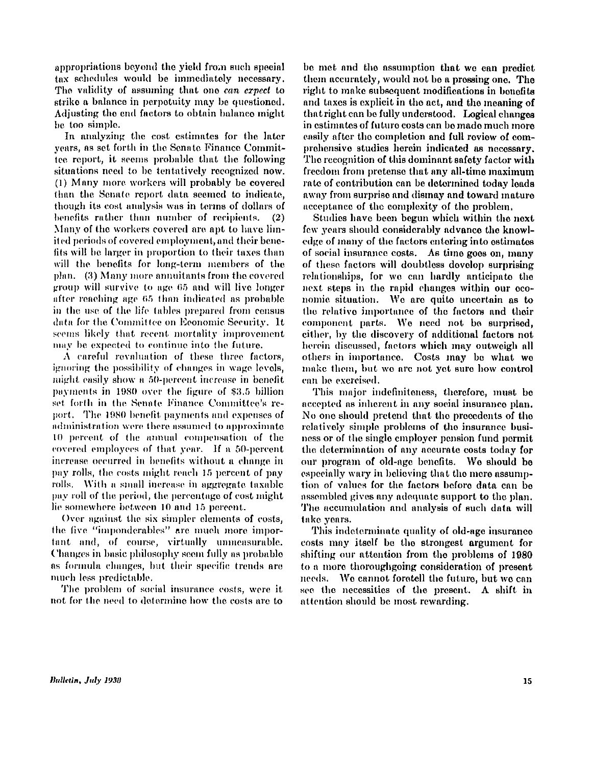appropriations beyond the yield from such special tax schedules would be immediately necessary. The validity of assuming that one *can expect* to strike a balance in perpetuity may be questioned. Adjusting the end factors to obtain balance might be too simple.

In analyzing the cost estimates for the later years, as set forth in the Senate Finance Committee report, it seems probable that the following situations need to be tentatively recognized now. (1) Many more workers will probably be covered than the Senate report data seemed to indicate, though its cost analysis was in terms of dollars of benefits rather than number of recipients. (2) Many of the workers covered are apt to have limited periods of covered employment, and their benefits will be larger in proportion to their taxes than will the benefits for long-term members of the plan. (3) Many more annuitants from the covered group will survive to age 65 and will live longer after reaching age 65 than indicated as probable in the use of the life tables prepared from census data for the Committee on Economic Security. It seems likely that recent mortality improvement may be expected to continue into the future.

A careful revaluation of these three factors, ignoring the possibility of changes in wage levels, might easily show a 50-percent increase in benefit payments in 1980 over the figure of $3.5 billion set forth in the Senate Finance Committee's report. The 1980 benefit payments and expenses of administration were there assumed to approximate 10 percent of the annual compensation of the covered employees of that year. If a 50-percent increase occurred in benefits without a change in pay rolls, the costs might reach 15 percent of pay rolls. With a small increase in aggregate taxable pay roll of the period, the percentage of cost might lie somewhere between 10 and 15 percent.

Over against the six simpler elements of costs, the five "imponderables" are much more important and, of course, virtually unmeasurable. Changes in basic philosophy seem fully as probable as formula changes, but their specific trends are much less predictable.

The problem of social insurance costs, were it not for the need to determine how the costs are to be met and the assumption that we can predict them accurately, would not be a pressing one. The right to make subsequent modifications in benefits and taxes is explicit in the act, and the meaning of that right can be fully understood. Logical changes in estimates of future costs can be made much more easily after the completion and full review of comprehensive studies herein indicated as necessary. The recognition of this dominant safety factor with freedom from pretense that any all-time maximum rate of contribution can be determined today leads away from surprise and dismay and toward mature acceptance of the complexity of the problem.

Studies have been begun which within the next few years should considerably advance the knowledge of many of the factors entering into estimates of social insurance costs. As time goes on, many of these factors will doubtless develop surprising relationships, for we can hardly anticipate the next steps in the rapid changes within our economic situation. We are quite uncertain as to the relative importance of the factors and their component parts. We need not be surprised, either, by the discovery of additional factors not herein discussed, factors which may outweigh all others in importance. Costs may be what we make them, but we are not yet sure how control can be exercised.

This major indefiniteness, therefore, must be accepted as inherent in any social insurance plan. No one should pretend that the precedents of the relatively simple problems of the insurance business or of the single employer pension fund permit the determination of any accurate costs today for our program of old-age benefits. We should be especially wary in believing that the mere assumption of values for the factors before data can be assembled gives any adequate support to the plan. The accumulation and analysis of such data will take years.

This indeterminate quality of old-age insurance costs may itself be the strongest argument for shifting our attention from the problems of 1980 to a more thoroughgoing consideration of present needs. We cannot foretell the future, but we can see the necessities of the present. A shift in attention should be most rewarding.